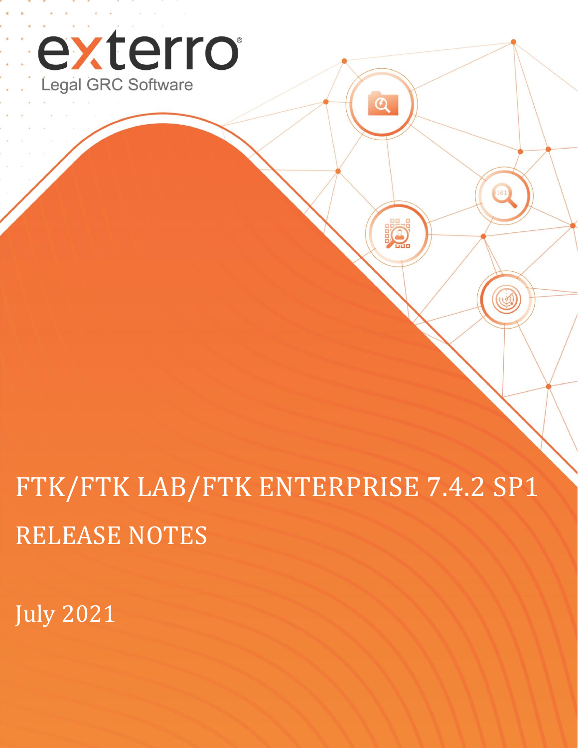exterro®

Legal GRC Software

# FTK/FTK LAB/FTK ENTERPRISE 7.4.2 SP1

## RELEASE NOTES

July 2021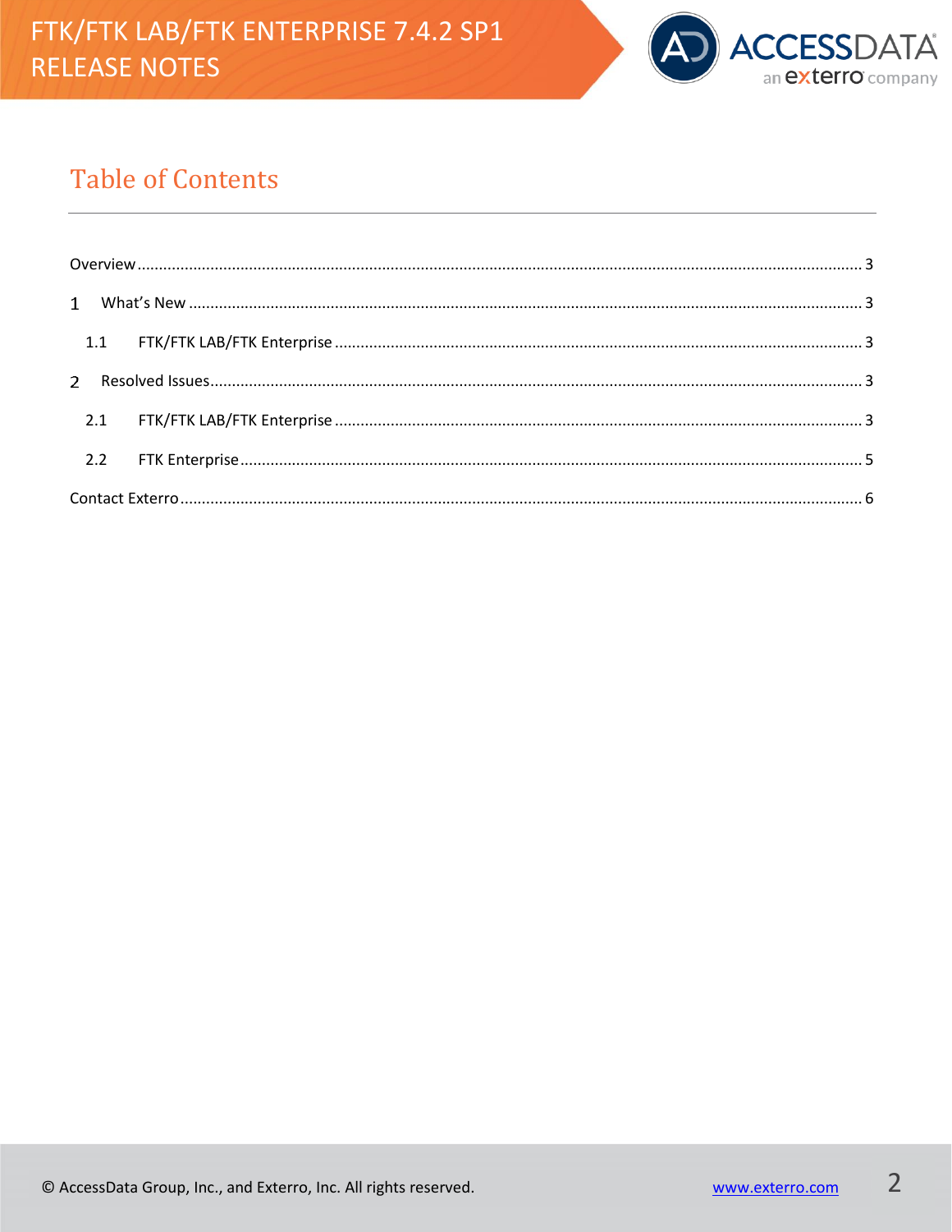# Table of Contents

Overview ..... 3

1 What's New ..... 3

1.1 FTK/FTK LAB/FTK Enterprise ..... 3

2 Resolved Issues ..... 3

2.1 FTK/FTK LAB/FTK Enterprise ..... 3

2.2 FTK Enterprise ..... 5

Contact Exterro ..... 6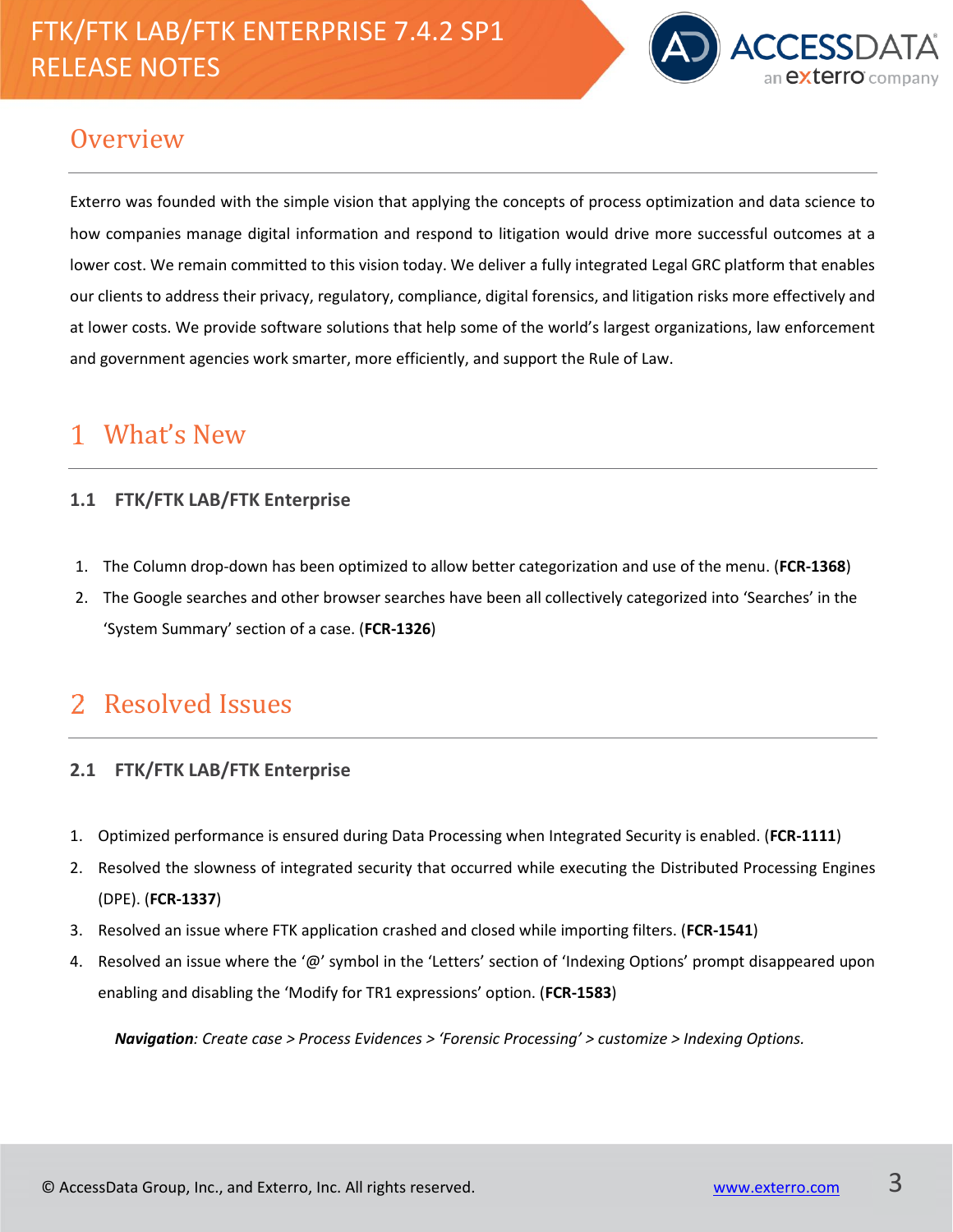## Overview

Exterro was founded with the simple vision that applying the concepts of process optimization and data science to how companies manage digital information and respond to litigation would drive more successful outcomes at a lower cost. We remain committed to this vision today. We deliver a fully integrated Legal GRC platform that enables our clients to address their privacy, regulatory, compliance, digital forensics, and litigation risks more effectively and at lower costs. We provide software solutions that help some of the world's largest organizations, law enforcement and government agencies work smarter, more efficiently, and support the Rule of Law.

# 1 What's New

### 1.1 FTK/FTK LAB/FTK Enterprise

1. The Column drop-down has been optimized to allow better categorization and use of the menu. (**FCR-1368**)
2. The Google searches and other browser searches have been all collectively categorized into 'Searches' in the 'System Summary' section of a case. (**FCR-1326**)

# 2 Resolved Issues

### 2.1 FTK/FTK LAB/FTK Enterprise

1. Optimized performance is ensured during Data Processing when Integrated Security is enabled. (**FCR-1111**)
2. Resolved the slowness of integrated security that occurred while executing the Distributed Processing Engines (DPE). (**FCR-1337**)
3. Resolved an issue where FTK application crashed and closed while importing filters. (**FCR-1541**)
4. Resolved an issue where the '@' symbol in the 'Letters' section of 'Indexing Options' prompt disappeared upon enabling and disabling the 'Modify for TR1 expressions' option. (**FCR-1583**)

   ***Navigation****: Create case > Process Evidences > 'Forensic Processing' > customize > Indexing Options.*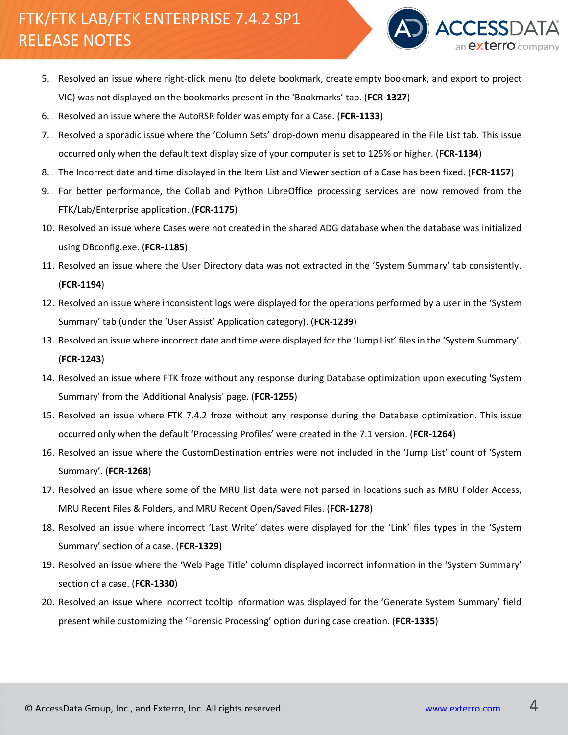5. Resolved an issue where right-click menu (to delete bookmark, create empty bookmark, and export to project VIC) was not displayed on the bookmarks present in the 'Bookmarks' tab. (**FCR-1327**)
6. Resolved an issue where the AutoRSR folder was empty for a Case. (**FCR-1133**)
7. Resolved a sporadic issue where the 'Column Sets' drop-down menu disappeared in the File List tab. This issue occurred only when the default text display size of your computer is set to 125% or higher. (**FCR-1134**)
8. The Incorrect date and time displayed in the Item List and Viewer section of a Case has been fixed. (**FCR-1157**)
9. For better performance, the Collab and Python LibreOffice processing services are now removed from the FTK/Lab/Enterprise application. (**FCR-1175**)
10. Resolved an issue where Cases were not created in the shared ADG database when the database was initialized using DBconfig.exe. (**FCR-1185**)
11. Resolved an issue where the User Directory data was not extracted in the 'System Summary' tab consistently. (**FCR-1194**)
12. Resolved an issue where inconsistent logs were displayed for the operations performed by a user in the 'System Summary' tab (under the 'User Assist' Application category). (**FCR-1239**)
13. Resolved an issue where incorrect date and time were displayed for the 'Jump List' files in the 'System Summary'. (**FCR-1243**)
14. Resolved an issue where FTK froze without any response during Database optimization upon executing 'System Summary' from the 'Additional Analysis' page. (**FCR-1255**)
15. Resolved an issue where FTK 7.4.2 froze without any response during the Database optimization. This issue occurred only when the default 'Processing Profiles' were created in the 7.1 version. (**FCR-1264**)
16. Resolved an issue where the CustomDestination entries were not included in the 'Jump List' count of 'System Summary'. (**FCR-1268**)
17. Resolved an issue where some of the MRU list data were not parsed in locations such as MRU Folder Access, MRU Recent Files & Folders, and MRU Recent Open/Saved Files. (**FCR-1278**)
18. Resolved an issue where incorrect 'Last Write' dates were displayed for the 'Link' files types in the 'System Summary' section of a case. (**FCR-1329**)
19. Resolved an issue where the 'Web Page Title' column displayed incorrect information in the 'System Summary' section of a case. (**FCR-1330**)
20. Resolved an issue where incorrect tooltip information was displayed for the 'Generate System Summary' field present while customizing the 'Forensic Processing' option during case creation. (**FCR-1335**)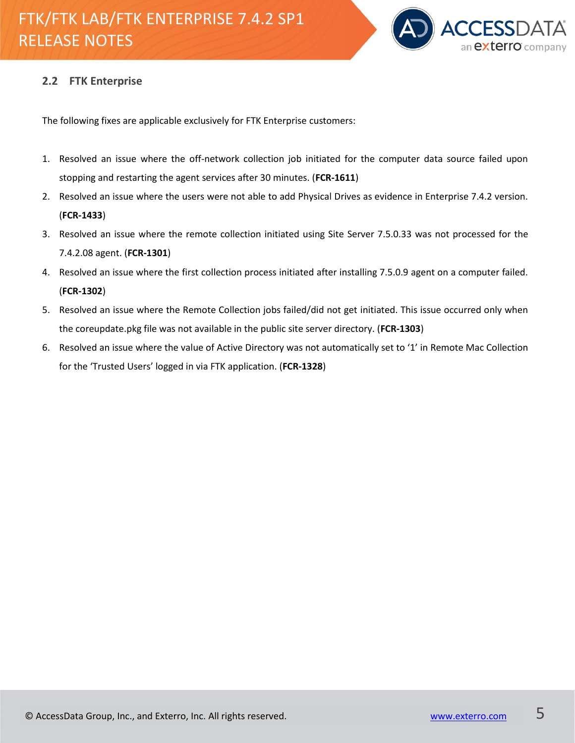### 2.2 FTK Enterprise

The following fixes are applicable exclusively for FTK Enterprise customers:

1. Resolved an issue where the off-network collection job initiated for the computer data source failed upon stopping and restarting the agent services after 30 minutes. (**FCR-1611**)
2. Resolved an issue where the users were not able to add Physical Drives as evidence in Enterprise 7.4.2 version. (**FCR-1433**)
3. Resolved an issue where the remote collection initiated using Site Server 7.5.0.33 was not processed for the 7.4.2.08 agent. (**FCR-1301**)
4. Resolved an issue where the first collection process initiated after installing 7.5.0.9 agent on a computer failed. (**FCR-1302**)
5. Resolved an issue where the Remote Collection jobs failed/did not get initiated. This issue occurred only when the coreupdate.pkg file was not available in the public site server directory. (**FCR-1303**)
6. Resolved an issue where the value of Active Directory was not automatically set to '1' in Remote Mac Collection for the 'Trusted Users' logged in via FTK application. (**FCR-1328**)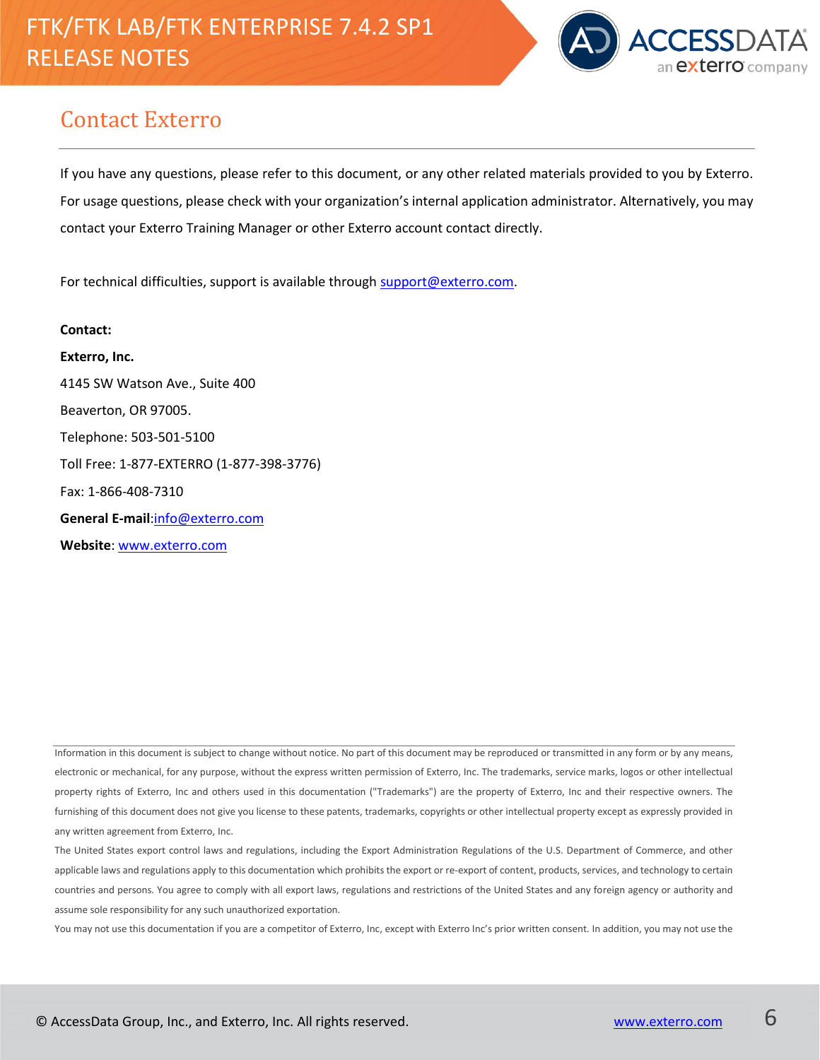## Contact Exterro

If you have any questions, please refer to this document, or any other related materials provided to you by Exterro. For usage questions, please check with your organization's internal application administrator. Alternatively, you may contact your Exterro Training Manager or other Exterro account contact directly.

For technical difficulties, support is available through support@exterro.com.

**Contact:**

**Exterro, Inc.**

4145 SW Watson Ave., Suite 400

Beaverton, OR 97005.

Telephone: 503-501-5100

Toll Free: 1-877-EXTERRO (1-877-398-3776)

Fax: 1-866-408-7310

**General E-mail**:info@exterro.com

**Website**: www.exterro.com

Information in this document is subject to change without notice. No part of this document may be reproduced or transmitted in any form or by any means, electronic or mechanical, for any purpose, without the express written permission of Exterro, Inc. The trademarks, service marks, logos or other intellectual property rights of Exterro, Inc and others used in this documentation ("Trademarks") are the property of Exterro, Inc and their respective owners. The furnishing of this document does not give you license to these patents, trademarks, copyrights or other intellectual property except as expressly provided in any written agreement from Exterro, Inc.

The United States export control laws and regulations, including the Export Administration Regulations of the U.S. Department of Commerce, and other applicable laws and regulations apply to this documentation which prohibits the export or re-export of content, products, services, and technology to certain countries and persons. You agree to comply with all export laws, regulations and restrictions of the United States and any foreign agency or authority and assume sole responsibility for any such unauthorized exportation.

You may not use this documentation if you are a competitor of Exterro, Inc, except with Exterro Inc's prior written consent. In addition, you may not use the